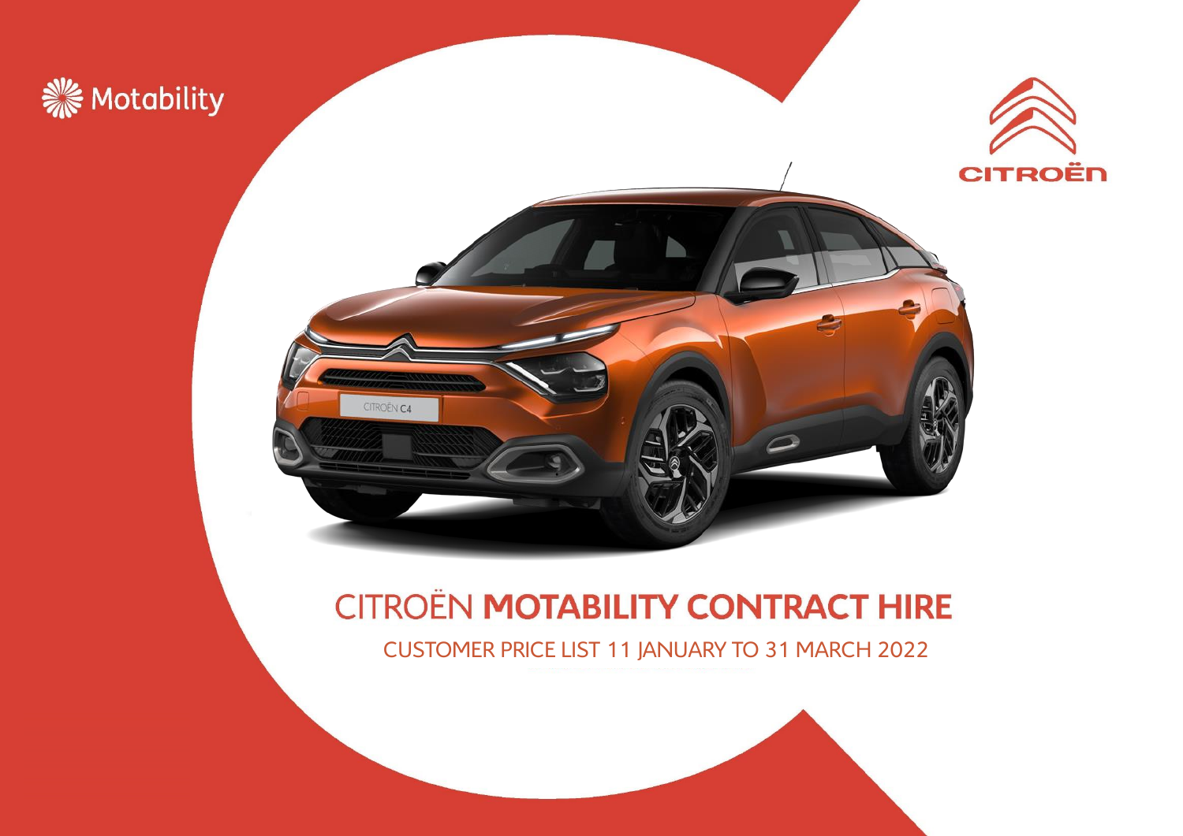Motability

CITROËN

# CITROËN **MOTABILITY CONTRACT HIRE**

CUSTOMER PRICE LIST 11 JANUARY TO 31 MARCH 2022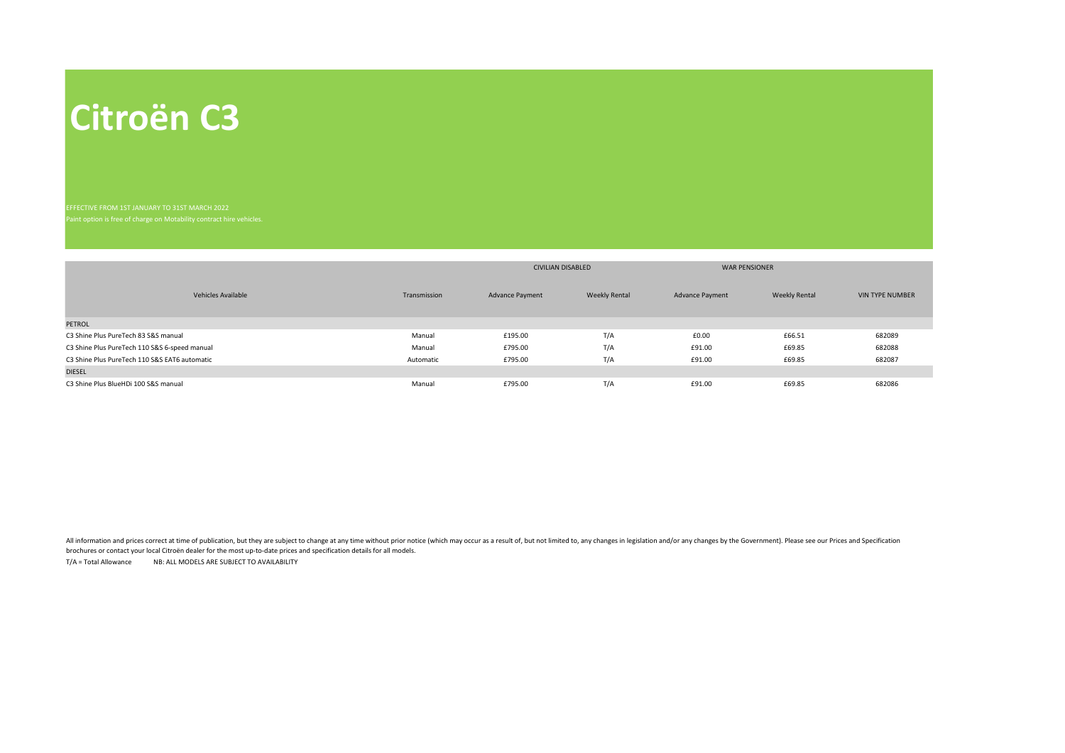# Citroën C3

EFFECTIVE FROM 1ST JANUARY TO 31ST MARCH 2022

Paint option is free of charge on Motability contract hire vehicles.

| | | CIVILIAN DISABLED | | WAR PENSIONER | | |
|---|---|---|---|---|---|---|
| Vehicles Available | Transmission | Advance Payment | Weekly Rental | Advance Payment | Weekly Rental | VIN TYPE NUMBER |
| PETROL | | | | | | |
| C3 Shine Plus PureTech 83 S&S manual | Manual | £195.00 | T/A | £0.00 | £66.51 | 682089 |
| C3 Shine Plus PureTech 110 S&S 6-speed manual | Manual | £795.00 | T/A | £91.00 | £69.85 | 682088 |
| C3 Shine Plus PureTech 110 S&S EAT6 automatic | Automatic | £795.00 | T/A | £91.00 | £69.85 | 682087 |
| DIESEL | | | | | | |
| C3 Shine Plus BlueHDi 100 S&S manual | Manual | £795.00 | T/A | £91.00 | £69.85 | 682086 |

All information and prices correct at time of publication, but they are subject to change at any time without prior notice (which may occur as a result of, but not limited to, any changes in legislation and/or any changes by the Government). Please see our Prices and Specification brochures or contact your local Citroën dealer for the most up-to-date prices and specification details for all models.

T/A = Total Allowance NB: ALL MODELS ARE SUBJECT TO AVAILABILITY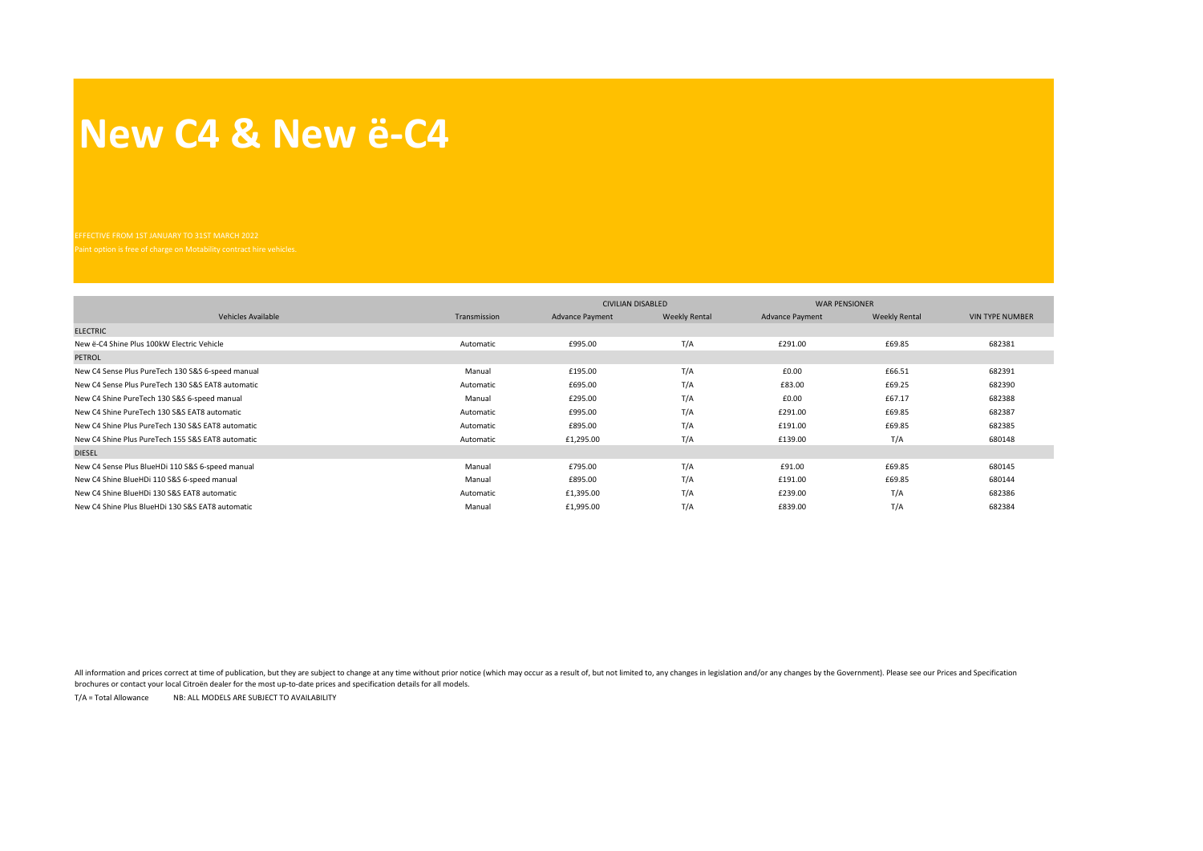# New C4 & New ë-C4

EFFECTIVE FROM 1ST JANUARY TO 31ST MARCH 2022

Paint option is free of charge on Motability contract hire vehicles.

| | | CIVILIAN DISABLED | | WAR PENSIONER | | |
|---|---|---|---|---|---|---|
| Vehicles Available | Transmission | Advance Payment | Weekly Rental | Advance Payment | Weekly Rental | VIN TYPE NUMBER |
| ELECTRIC | | | | | | |
| New ë-C4 Shine Plus 100kW Electric Vehicle | Automatic | £995.00 | T/A | £291.00 | £69.85 | 682381 |
| PETROL | | | | | | |
| New C4 Sense Plus PureTech 130 S&S 6-speed manual | Manual | £195.00 | T/A | £0.00 | £66.51 | 682391 |
| New C4 Sense Plus PureTech 130 S&S EAT8 automatic | Automatic | £695.00 | T/A | £83.00 | £69.25 | 682390 |
| New C4 Shine PureTech 130 S&S 6-speed manual | Manual | £295.00 | T/A | £0.00 | £67.17 | 682388 |
| New C4 Shine PureTech 130 S&S EAT8 automatic | Automatic | £995.00 | T/A | £291.00 | £69.85 | 682387 |
| New C4 Shine Plus PureTech 130 S&S EAT8 automatic | Automatic | £895.00 | T/A | £191.00 | £69.85 | 682385 |
| New C4 Shine Plus PureTech 155 S&S EAT8 automatic | Automatic | £1,295.00 | T/A | £139.00 | T/A | 680148 |
| DIESEL | | | | | | |
| New C4 Sense Plus BlueHDi 110 S&S 6-speed manual | Manual | £795.00 | T/A | £91.00 | £69.85 | 680145 |
| New C4 Shine BlueHDi 110 S&S 6-speed manual | Manual | £895.00 | T/A | £191.00 | £69.85 | 680144 |
| New C4 Shine BlueHDi 130 S&S EAT8 automatic | Automatic | £1,395.00 | T/A | £239.00 | T/A | 682386 |
| New C4 Shine Plus BlueHDi 130 S&S EAT8 automatic | Manual | £1,995.00 | T/A | £839.00 | T/A | 682384 |

All information and prices correct at time of publication, but they are subject to change at any time without prior notice (which may occur as a result of, but not limited to, any changes in legislation and/or any changes by the Government). Please see our Prices and Specification brochures or contact your local Citroën dealer for the most up-to-date prices and specification details for all models.

T/A = Total Allowance NB: ALL MODELS ARE SUBJECT TO AVAILABILITY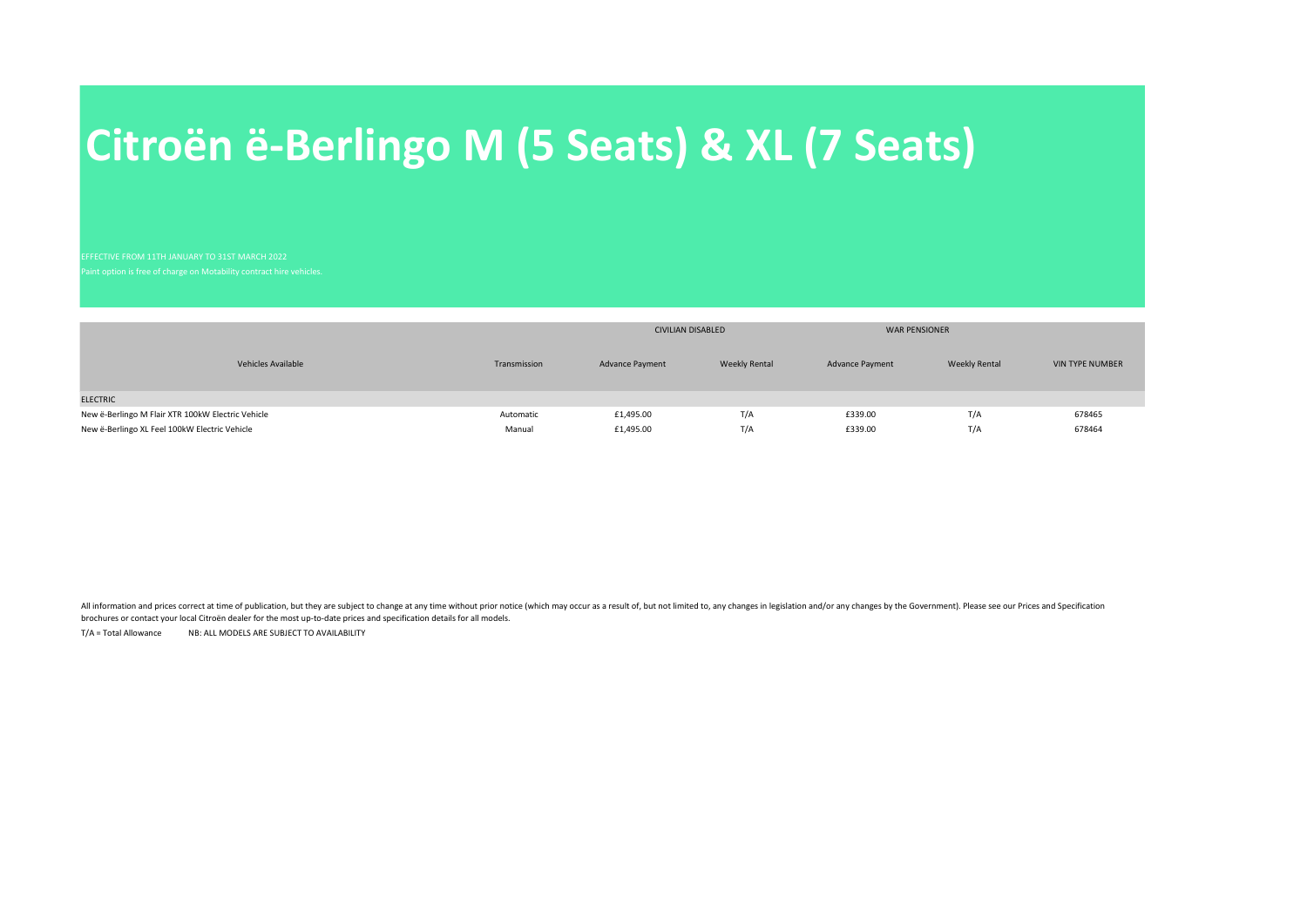# Citroën ë-Berlingo M (5 Seats) & XL (7 Seats)

EFFECTIVE FROM 11TH JANUARY TO 31ST MARCH 2022

Paint option is free of charge on Motability contract hire vehicles.

| | | CIVILIAN DISABLED | | WAR PENSIONER | | |
|---|---|---|---|---|---|---|
| Vehicles Available | Transmission | Advance Payment | Weekly Rental | Advance Payment | Weekly Rental | VIN TYPE NUMBER |
| ELECTRIC | | | | | | |
| New ë-Berlingo M Flair XTR 100kW Electric Vehicle | Automatic | £1,495.00 | T/A | £339.00 | T/A | 678465 |
| New ë-Berlingo XL Feel 100kW Electric Vehicle | Manual | £1,495.00 | T/A | £339.00 | T/A | 678464 |

All information and prices correct at time of publication, but they are subject to change at any time without prior notice (which may occur as a result of, but not limited to, any changes in legislation and/or any changes by the Government). Please see our Prices and Specification brochures or contact your local Citroën dealer for the most up-to-date prices and specification details for all models.

T/A = Total Allowance NB: ALL MODELS ARE SUBJECT TO AVAILABILITY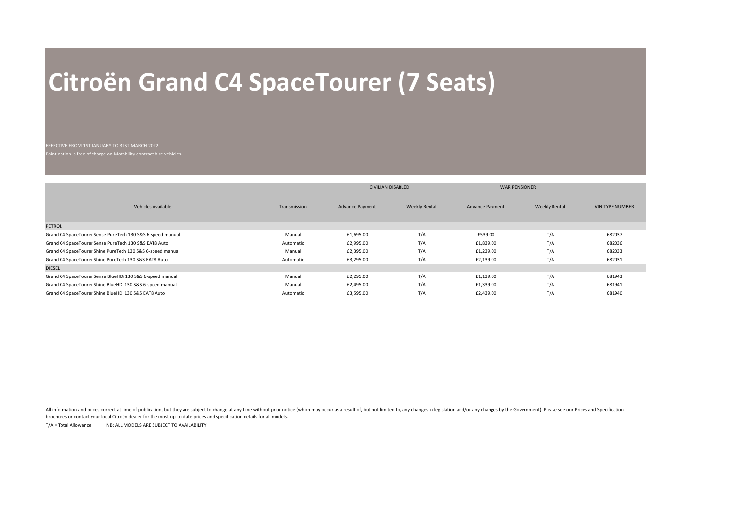# Citroën Grand C4 SpaceTourer (7 Seats)

EFFECTIVE FROM 1ST JANUARY TO 31ST MARCH 2022

Paint option is free of charge on Motability contract hire vehicles.

| | | CIVILIAN DISABLED | | WAR PENSIONER | | |
|---|---|---|---|---|---|---|
| Vehicles Available | Transmission | Advance Payment | Weekly Rental | Advance Payment | Weekly Rental | VIN TYPE NUMBER |
| PETROL | | | | | | |
| Grand C4 SpaceTourer Sense PureTech 130 S&S 6-speed manual | Manual | £1,695.00 | T/A | £539.00 | T/A | 682037 |
| Grand C4 SpaceTourer Sense PureTech 130 S&S EAT8 Auto | Automatic | £2,995.00 | T/A | £1,839.00 | T/A | 682036 |
| Grand C4 SpaceTourer Shine PureTech 130 S&S 6-speed manual | Manual | £2,395.00 | T/A | £1,239.00 | T/A | 682033 |
| Grand C4 SpaceTourer Shine PureTech 130 S&S EAT8 Auto | Automatic | £3,295.00 | T/A | £2,139.00 | T/A | 682031 |
| DIESEL | | | | | | |
| Grand C4 SpaceTourer Sense BlueHDi 130 S&S 6-speed manual | Manual | £2,295.00 | T/A | £1,139.00 | T/A | 681943 |
| Grand C4 SpaceTourer Shine BlueHDi 130 S&S 6-speed manual | Manual | £2,495.00 | T/A | £1,339.00 | T/A | 681941 |
| Grand C4 SpaceTourer Shine BlueHDi 130 S&S EAT8 Auto | Automatic | £3,595.00 | T/A | £2,439.00 | T/A | 681940 |

All information and prices correct at time of publication, but they are subject to change at any time without prior notice (which may occur as a result of, but not limited to, any changes in legislation and/or any changes by the Government). Please see our Prices and Specification brochures or contact your local Citroën dealer for the most up-to-date prices and specification details for all models.

T/A = Total Allowance NB: ALL MODELS ARE SUBJECT TO AVAILABILITY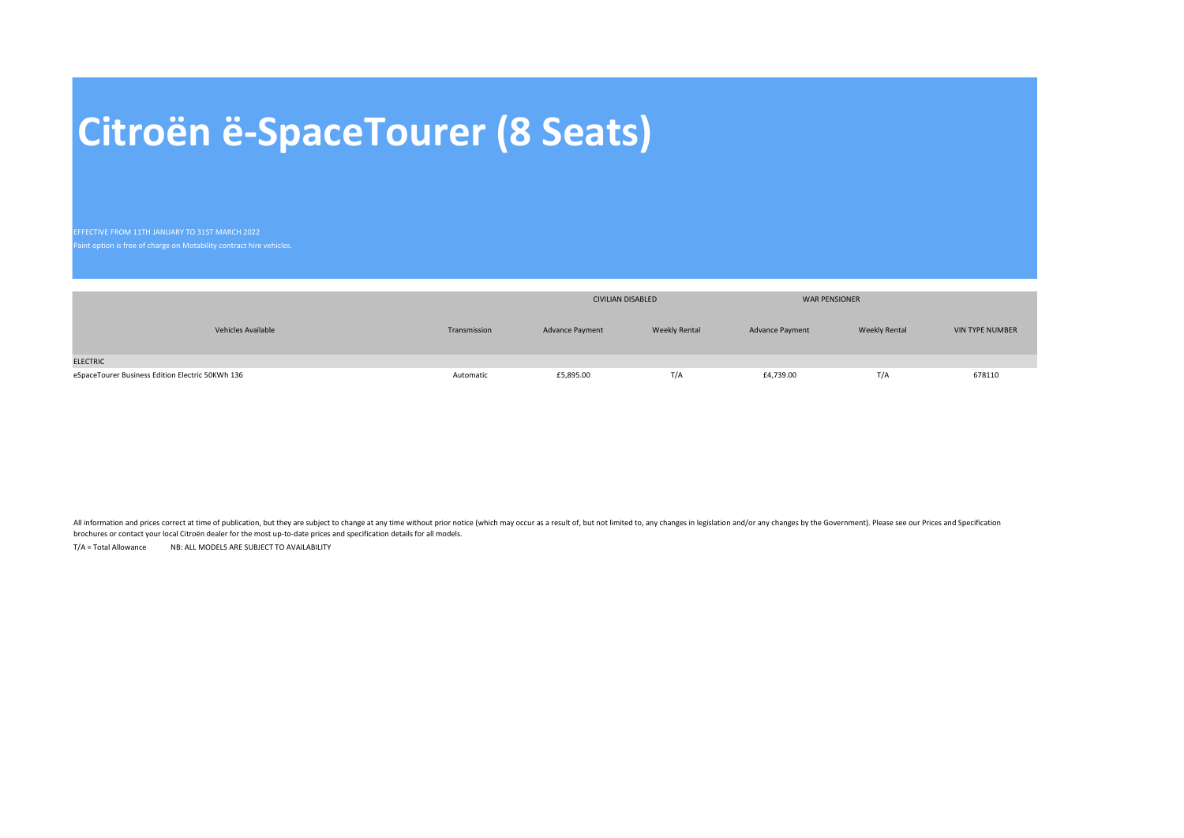# Citroën ë-SpaceTourer (8 Seats)

EFFECTIVE FROM 11TH JANUARY TO 31ST MARCH 2022

Paint option is free of charge on Motability contract hire vehicles.

| | | CIVILIAN DISABLED | | WAR PENSIONER | | |
|---|---|---|---|---|---|---|
| Vehicles Available | Transmission | Advance Payment | Weekly Rental | Advance Payment | Weekly Rental | VIN TYPE NUMBER |
| ELECTRIC | | | | | | |
| eSpaceTourer Business Edition Electric 50KWh 136 | Automatic | £5,895.00 | T/A | £4,739.00 | T/A | 678110 |

All information and prices correct at time of publication, but they are subject to change at any time without prior notice (which may occur as a result of, but not limited to, any changes in legislation and/or any changes by the Government). Please see our Prices and Specification brochures or contact your local Citroën dealer for the most up-to-date prices and specification details for all models.

T/A = Total Allowance    NB: ALL MODELS ARE SUBJECT TO AVAILABILITY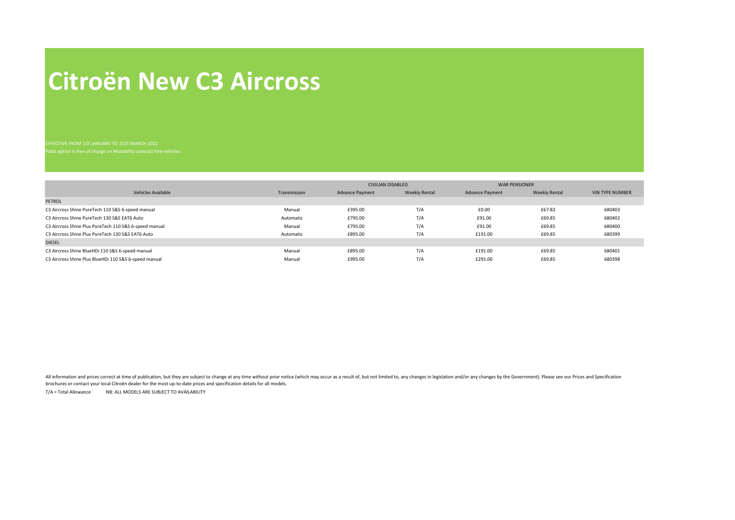# Citroën New C3 Aircross

EFFECTIVE FROM 1ST JANUARY TO 31ST MARCH 2022

Paint option is free of charge on Motability contract hire vehicles.

| | | CIVILIAN DISABLED | | WAR PENSIONER | | |
|---|---|---|---|---|---|---|
| Vehicles Available | Transmission | Advance Payment | Weekly Rental | Advance Payment | Weekly Rental | VIN TYPE NUMBER |
| PETROL | | | | | | |
| C3 Aircross Shine PureTech 110 S&S 6-speed manual | Manual | £395.00 | T/A | £0.00 | £67.82 | 680403 |
| C3 Aircross Shine PureTech 130 S&S EAT6 Auto | Automatic | £795.00 | T/A | £91.00 | £69.85 | 680402 |
| C3 Aircross Shine Plus PureTech 110 S&S 6-speed manual | Manual | £795.00 | T/A | £91.00 | £69.85 | 680400 |
| C3 Aircross Shine Plus PureTech 130 S&S EAT6 Auto | Automatic | £895.00 | T/A | £191.00 | £69.85 | 680399 |
| DIESEL | | | | | | |
| C3 Aircross Shine BlueHDi 110 S&S 6-speed manual | Manual | £895.00 | T/A | £191.00 | £69.85 | 680401 |
| C3 Aircross Shine Plus BlueHDi 110 S&S 6-speed manual | Manual | £995.00 | T/A | £291.00 | £69.85 | 680398 |

All information and prices correct at time of publication, but they are subject to change at any time without prior notice (which may occur as a result of, but not limited to, any changes in legislation and/or any changes by the Government). Please see our Prices and Specification brochures or contact your local Citroën dealer for the most up-to-date prices and specification details for all models.

T/A = Total Allowance NB: ALL MODELS ARE SUBJECT TO AVAILABILITY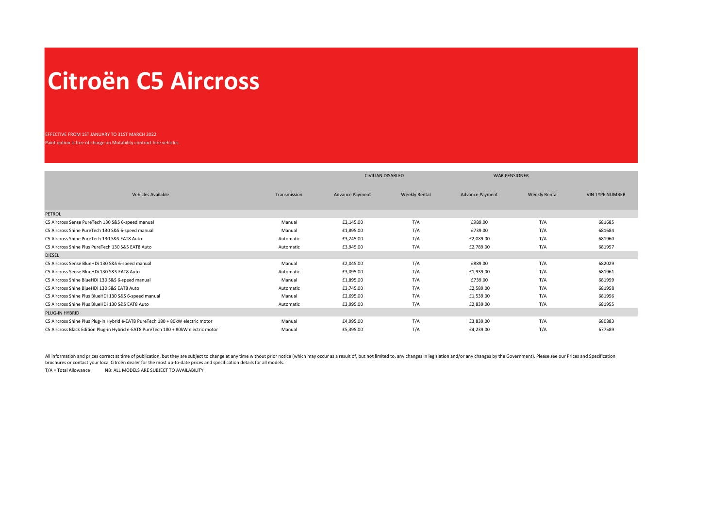# Citroën C5 Aircross

EFFECTIVE FROM 1ST JANUARY TO 31ST MARCH 2022

Paint option is free of charge on Motability contract hire vehicles.

| | | CIVILIAN DISABLED | | WAR PENSIONER | | |
|---|---|---|---|---|---|---|
| Vehicles Available | Transmission | Advance Payment | Weekly Rental | Advance Payment | Weekly Rental | VIN TYPE NUMBER |
| PETROL | | | | | | |
| C5 Aircross Sense PureTech 130 S&S 6-speed manual | Manual | £2,145.00 | T/A | £989.00 | T/A | 681685 |
| C5 Aircross Shine PureTech 130 S&S 6-speed manual | Manual | £1,895.00 | T/A | £739.00 | T/A | 681684 |
| C5 Aircross Shine PureTech 130 S&S EAT8 Auto | Automatic | £3,245.00 | T/A | £2,089.00 | T/A | 681960 |
| C5 Aircross Shine Plus PureTech 130 S&S EAT8 Auto | Automatic | £3,945.00 | T/A | £2,789.00 | T/A | 681957 |
| DIESEL | | | | | | |
| C5 Aircross Sense BlueHDi 130 S&S 6-speed manual | Manual | £2,045.00 | T/A | £889.00 | T/A | 682029 |
| C5 Aircross Sense BlueHDi 130 S&S EAT8 Auto | Automatic | £3,095.00 | T/A | £1,939.00 | T/A | 681961 |
| C5 Aircross Shine BlueHDi 130 S&S 6-speed manual | Manual | £1,895.00 | T/A | £739.00 | T/A | 681959 |
| C5 Aircross Shine BlueHDi 130 S&S EAT8 Auto | Automatic | £3,745.00 | T/A | £2,589.00 | T/A | 681958 |
| C5 Aircross Shine Plus BlueHDi 130 S&S 6-speed manual | Manual | £2,695.00 | T/A | £1,539.00 | T/A | 681956 |
| C5 Aircross Shine Plus BlueHDi 130 S&S EAT8 Auto | Automatic | £3,995.00 | T/A | £2,839.00 | T/A | 681955 |
| PLUG-IN HYBRID | | | | | | |
| C5 Aircross Shine Plus Plug-in Hybrid ë-EAT8 PureTech 180 + 80kW electric motor | Manual | £4,995.00 | T/A | £3,839.00 | T/A | 680883 |
| C5 Aircross Black Edition Plug-in Hybrid ë-EAT8 PureTech 180 + 80kW electric motor | Manual | £5,395.00 | T/A | £4,239.00 | T/A | 677589 |

All information and prices correct at time of publication, but they are subject to change at any time without prior notice (which may occur as a result of, but not limited to, any changes in legislation and/or any changes by the Government). Please see our Prices and Specification brochures or contact your local Citroën dealer for the most up-to-date prices and specification details for all models.

T/A = Total Allowance NB: ALL MODELS ARE SUBJECT TO AVAILABILITY